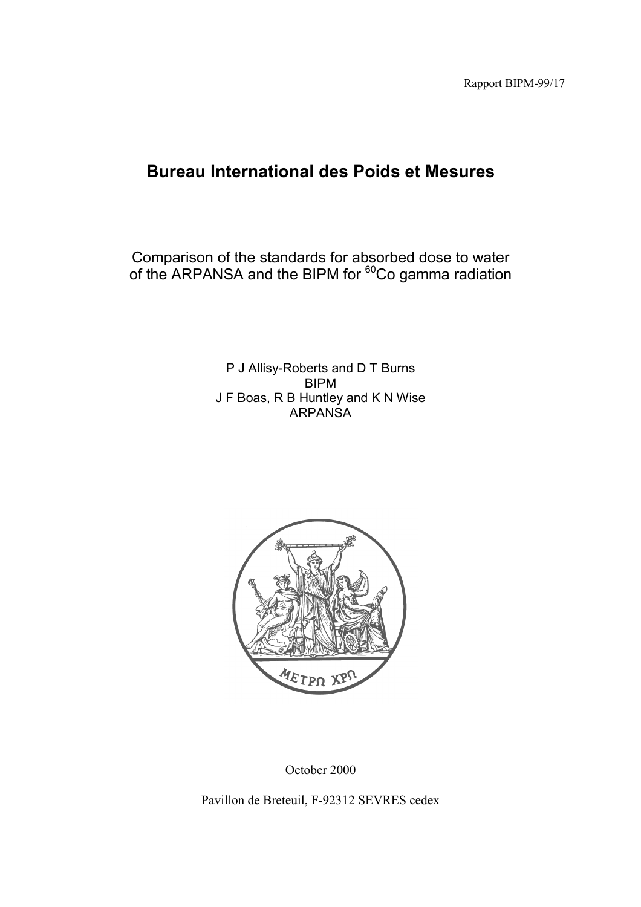Rapport BIPM-99/17

# Bureau International des Poids et Mesures

## Comparison of the standards for absorbed dose to water of the ARPANSA and the BIPM for $^{60}$Co gamma radiation

P J Allisy-Roberts and D T Burns
BIPM
J F Boas, R B Huntley and K N Wise
ARPANSA

October 2000

Pavillon de Breteuil, F-92312 SEVRES cedex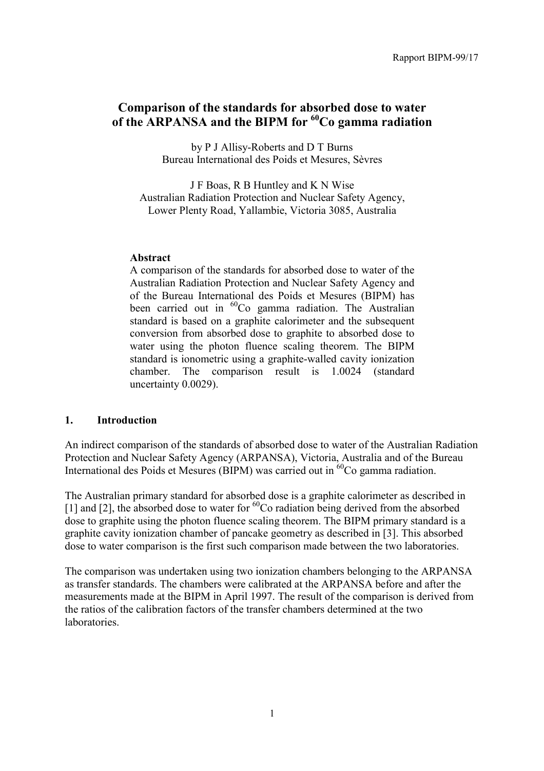# Comparison of the standards for absorbed dose to water of the ARPANSA and the BIPM for $^{60}Co$ gamma radiation

by P J Allisy-Roberts and D T Burns
Bureau International des Poids et Mesures, Sèvres

J F Boas, R B Huntley and K N Wise
Australian Radiation Protection and Nuclear Safety Agency,
Lower Plenty Road, Yallambie, Victoria 3085, Australia

**Abstract**

A comparison of the standards for absorbed dose to water of the Australian Radiation Protection and Nuclear Safety Agency and of the Bureau International des Poids et Mesures (BIPM) has been carried out in $^{60}Co$ gamma radiation. The Australian standard is based on a graphite calorimeter and the subsequent conversion from absorbed dose to graphite to absorbed dose to water using the photon fluence scaling theorem. The BIPM standard is ionometric using a graphite-walled cavity ionization chamber. The comparison result is 1.0024 (standard uncertainty 0.0029).

## 1. Introduction

An indirect comparison of the standards of absorbed dose to water of the Australian Radiation Protection and Nuclear Safety Agency (ARPANSA), Victoria, Australia and of the Bureau International des Poids et Mesures (BIPM) was carried out in $^{60}Co$ gamma radiation.

The Australian primary standard for absorbed dose is a graphite calorimeter as described in [1] and [2], the absorbed dose to water for $^{60}Co$ radiation being derived from the absorbed dose to graphite using the photon fluence scaling theorem. The BIPM primary standard is a graphite cavity ionization chamber of pancake geometry as described in [3]. This absorbed dose to water comparison is the first such comparison made between the two laboratories.

The comparison was undertaken using two ionization chambers belonging to the ARPANSA as transfer standards. The chambers were calibrated at the ARPANSA before and after the measurements made at the BIPM in April 1997. The result of the comparison is derived from the ratios of the calibration factors of the transfer chambers determined at the two laboratories.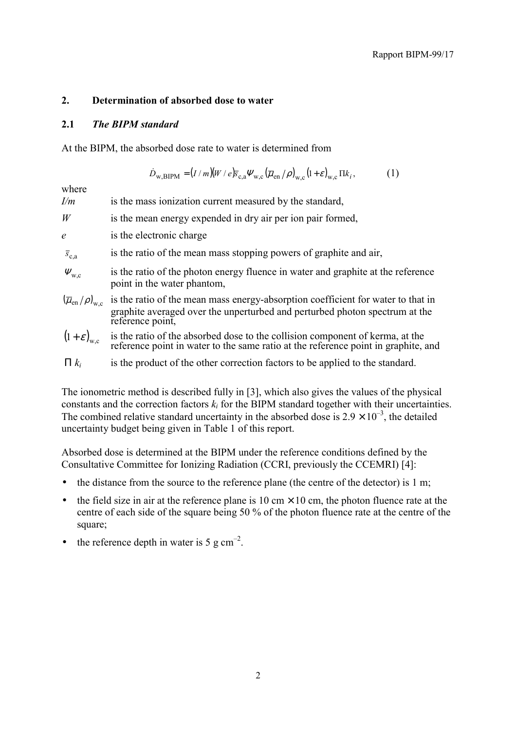## 2. Determination of absorbed dose to water

### 2.1 *The BIPM standard*

At the BIPM, the absorbed dose rate to water is determined from

$$\dot{D}_{\mathrm{w,BIPM}} = (I/m)(W/e)\bar{s}_{\mathrm{c,a}}\Psi_{\mathrm{w,c}}(\bar{\mu}_{\mathrm{en}}/\rho)_{\mathrm{w,c}}(1+\varepsilon)_{\mathrm{w,c}}\Pi k_i, \qquad (1)$$

where

| | |
|---|---|
| $I/m$ | is the mass ionization current measured by the standard, |
| $W$ | is the mean energy expended in dry air per ion pair formed, |
| $e$ | is the electronic charge |
| $\bar{s}_{\mathrm{c,a}}$ | is the ratio of the mean mass stopping powers of graphite and air, |
| $\Psi_{\mathrm{w,c}}$ | is the ratio of the photon energy fluence in water and graphite at the reference point in the water phantom, |
| $(\bar{\mu}_{\mathrm{en}}/\rho)_{\mathrm{w,c}}$ | is the ratio of the mean mass energy-absorption coefficient for water to that in graphite averaged over the unperturbed and perturbed photon spectrum at the reference point, |
| $(1+\varepsilon)_{\mathrm{w,c}}$ | is the ratio of the absorbed dose to the collision component of kerma, at the reference point in water to the same ratio at the reference point in graphite, and |
| $\Pi k_i$ | is the product of the other correction factors to be applied to the standard. |

The ionometric method is described fully in [3], which also gives the values of the physical constants and the correction factors $k_i$ for the BIPM standard together with their uncertainties. The combined relative standard uncertainty in the absorbed dose is $2.9 \times 10^{-3}$, the detailed uncertainty budget being given in Table 1 of this report.

Absorbed dose is determined at the BIPM under the reference conditions defined by the Consultative Committee for Ionizing Radiation (CCRI, previously the CCEMRI) [4]:

- the distance from the source to the reference plane (the centre of the detector) is 1 m;
- the field size in air at the reference plane is 10 cm × 10 cm, the photon fluence rate at the centre of each side of the square being 50 % of the photon fluence rate at the centre of the square;
- the reference depth in water is 5 g cm$^{-2}$.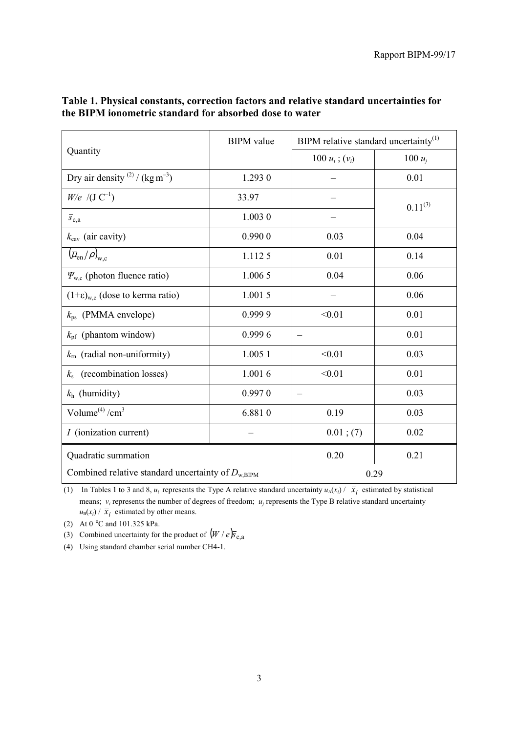**Table 1. Physical constants, correction factors and relative standard uncertainties for the BIPM ionometric standard for absorbed dose to water**

| Quantity | BIPM value | BIPM relative standard uncertainty[(1)] | |
|---|---|---|---|
| | | $100\,u_i$ ; $(\nu_i)$ | $100\,u_j$ |
| Dry air density [(2)] / (kg m$^{-3}$) | 1.293 0 | – | 0.01 |
| $W/e$ /(J C$^{-1}$) | 33.97 | – | 0.11[(3)] |
| $\bar{s}_{c,a}$ | 1.003 0 | – | |
| $k_{cav}$ (air cavity) | 0.990 0 | 0.03 | 0.04 |
| $(\bar{\mu}_{en}/\rho)_{w,c}$ | 1.112 5 | 0.01 | 0.14 |
| $\Psi_{w,c}$ (photon fluence ratio) | 1.006 5 | 0.04 | 0.06 |
| $(1+\varepsilon)_{w,c}$ (dose to kerma ratio) | 1.001 5 | – | 0.06 |
| $k_{ps}$ (PMMA envelope) | 0.999 9 | <0.01 | 0.01 |
| $k_{pf}$ (phantom window) | 0.999 6 | – | 0.01 |
| $k_{rn}$ (radial non-uniformity) | 1.005 1 | <0.01 | 0.03 |
| $k_s$ (recombination losses) | 1.001 6 | <0.01 | 0.01 |
| $k_h$ (humidity) | 0.997 0 | – | 0.03 |
| Volume[(4)] /cm$^3$ | 6.881 0 | 0.19 | 0.03 |
| $I$ (ionization current) | – | 0.01 ; (7) | 0.02 |
| Quadratic summation | | 0.20 | 0.21 |
| Combined relative standard uncertainty of $D_{w,BIPM}$ | | 0.29 | |

(1) In Tables 1 to 3 and 8, $u_i$ represents the Type A relative standard uncertainty $u_A(x_i) / \bar{x}_i$ estimated by statistical means; $\nu_i$ represents the number of degrees of freedom; $u_j$ represents the Type B relative standard uncertainty $u_B(x_i) / \bar{x}_i$ estimated by other means.

(2) At 0 °C and 101.325 kPa.

(3) Combined uncertainty for the product of $(W/e)\bar{s}_{c,a}$

(4) Using standard chamber serial number CH4-1.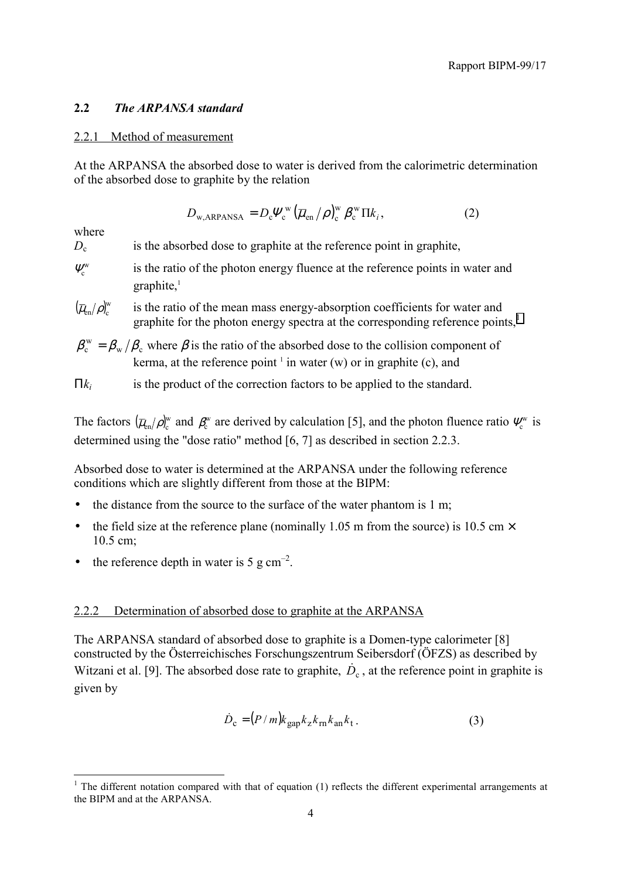## 2.2 *The ARPANSA standard*

### 2.2.1 Method of measurement

At the ARPANSA the absorbed dose to water is derived from the calorimetric determination of the absorbed dose to graphite by the relation

$$D_{\mathrm{w,ARPANSA}} = D_{\mathrm{c}} \Psi_{\mathrm{c}}^{\mathrm{w}} \left(\bar{\mu}_{\mathrm{en}}/\rho\right)_{\mathrm{c}}^{\mathrm{w}} \beta_{\mathrm{c}}^{\mathrm{w}} \Pi k_i , \qquad (2)$$

where

$D_{\mathrm{c}}$ is the absorbed dose to graphite at the reference point in graphite,

$\Psi_{\mathrm{c}}^{\mathrm{w}}$ is the ratio of the photon energy fluence at the reference points in water and graphite,[1]

$(\bar{\mu}_{\mathrm{en}}/\rho)_{\mathrm{c}}^{\mathrm{w}}$ is the ratio of the mean mass energy-absorption coefficients for water and graphite for the photon energy spectra at the corresponding reference points,[1]

$\beta_{\mathrm{c}}^{\mathrm{w}} = \beta_{\mathrm{w}}/\beta_{\mathrm{c}}$ where $\beta$ is the ratio of the absorbed dose to the collision component of kerma, at the reference point [1] in water (w) or in graphite (c), and

$\Pi k_i$ is the product of the correction factors to be applied to the standard.

The factors $(\bar{\mu}_{\mathrm{en}}/\rho)_{\mathrm{c}}^{\mathrm{w}}$ and $\beta_{\mathrm{c}}^{\mathrm{w}}$ are derived by calculation [5], and the photon fluence ratio $\Psi_{\mathrm{c}}^{\mathrm{w}}$ is determined using the "dose ratio" method [6, 7] as described in section 2.2.3.

Absorbed dose to water is determined at the ARPANSA under the following reference conditions which are slightly different from those at the BIPM:

- the distance from the source to the surface of the water phantom is 1 m;
- the field size at the reference plane (nominally 1.05 m from the source) is 10.5 cm × 10.5 cm;
- the reference depth in water is 5 g cm$^{-2}$.

### 2.2.2 Determination of absorbed dose to graphite at the ARPANSA

The ARPANSA standard of absorbed dose to graphite is a Domen-type calorimeter [8] constructed by the Österreichisches Forschungszentrum Seibersdorf (ÖFZS) as described by Witzani et al. [9]. The absorbed dose rate to graphite, $\dot{D}_{\mathrm{c}}$, at the reference point in graphite is given by

$$\dot{D}_{\mathrm{c}} = (P/m) k_{\mathrm{gap}} k_{\mathrm{z}} k_{\mathrm{rn}} k_{\mathrm{an}} k_{\mathrm{t}} . \qquad (3)$$

---

[1] The different notation compared with that of equation (1) reflects the different experimental arrangements at the BIPM and at the ARPANSA.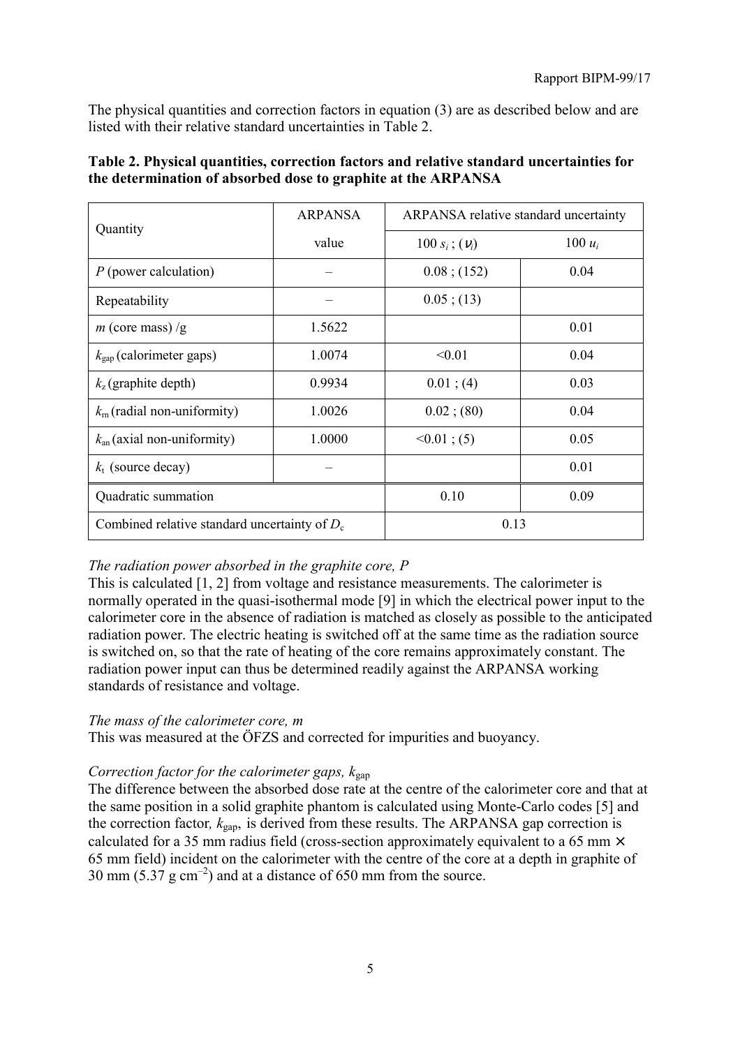The physical quantities and correction factors in equation (3) are as described below and are listed with their relative standard uncertainties in Table 2.

**Table 2. Physical quantities, correction factors and relative standard uncertainties for the determination of absorbed dose to graphite at the ARPANSA**

| Quantity | ARPANSA value | ARPANSA relative standard uncertainty | |
|---|---|---|---|
| | | $100\, s_i$ ; ($\nu_i$) | $100\, u_i$ |
| $P$ (power calculation) | – | 0.08 ; (152) | 0.04 |
| Repeatability | – | 0.05 ; (13) | |
| $m$ (core mass) /g | 1.5622 | | 0.01 |
| $k_{gap}$ (calorimeter gaps) | 1.0074 | <0.01 | 0.04 |
| $k_z$ (graphite depth) | 0.9934 | 0.01 ; (4) | 0.03 |
| $k_{rn}$ (radial non-uniformity) | 1.0026 | 0.02 ; (80) | 0.04 |
| $k_{an}$ (axial non-uniformity) | 1.0000 | <0.01 ; (5) | 0.05 |
| $k_t$ (source decay) | – | | 0.01 |
| Quadratic summation | | 0.10 | 0.09 |
| Combined relative standard uncertainty of $D_c$ | | 0.13 | |

*The radiation power absorbed in the graphite core, P*

This is calculated [1, 2] from voltage and resistance measurements. The calorimeter is normally operated in the quasi-isothermal mode [9] in which the electrical power input to the calorimeter core in the absence of radiation is matched as closely as possible to the anticipated radiation power. The electric heating is switched off at the same time as the radiation source is switched on, so that the rate of heating of the core remains approximately constant. The radiation power input can thus be determined readily against the ARPANSA working standards of resistance and voltage.

*The mass of the calorimeter core, m*

This was measured at the ÖFZS and corrected for impurities and buoyancy.

*Correction factor for the calorimeter gaps, $k_{gap}$*

The difference between the absorbed dose rate at the centre of the calorimeter core and that at the same position in a solid graphite phantom is calculated using Monte-Carlo codes [5] and the correction factor, $k_{gap}$, is derived from these results. The ARPANSA gap correction is calculated for a 35 mm radius field (cross-section approximately equivalent to a 65 mm × 65 mm field) incident on the calorimeter with the centre of the core at a depth in graphite of 30 mm (5.37 g cm$^{-2}$) and at a distance of 650 mm from the source.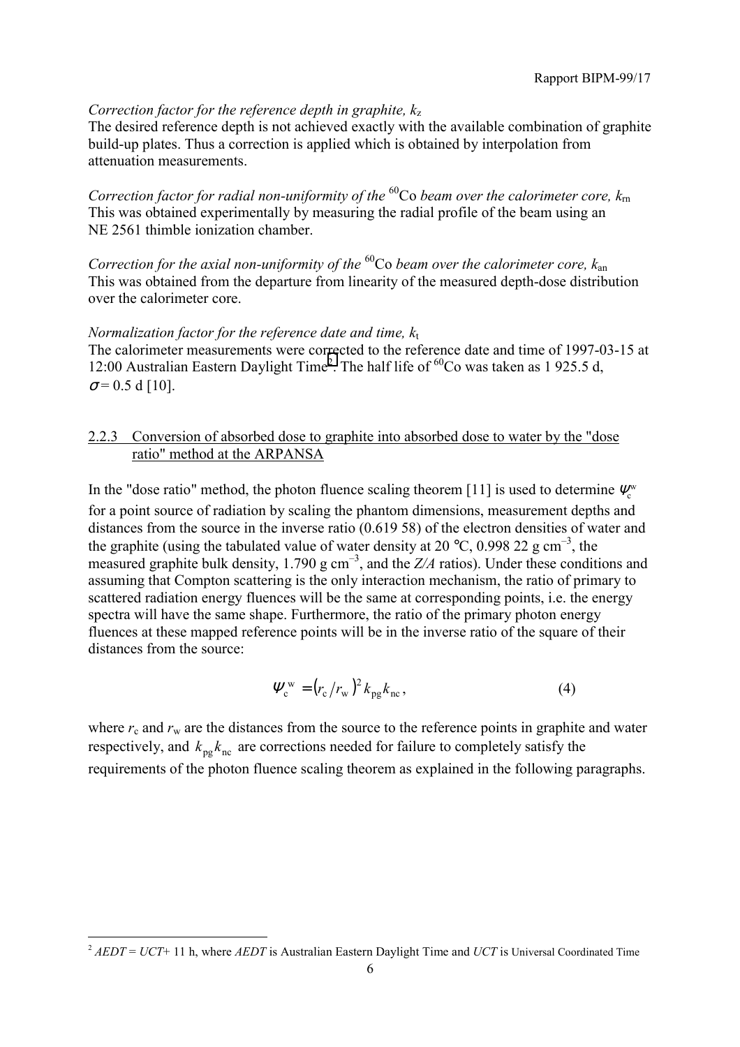*Correction factor for the reference depth in graphite, $k_z$*

The desired reference depth is not achieved exactly with the available combination of graphite build-up plates. Thus a correction is applied which is obtained by interpolation from attenuation measurements.

*Correction factor for radial non-uniformity of the* $^{60}$Co *beam over the calorimeter core,* $k_{rn}$

This was obtained experimentally by measuring the radial profile of the beam using an NE 2561 thimble ionization chamber.

*Correction for the axial non-uniformity of the* $^{60}$Co *beam over the calorimeter core,* $k_{an}$

This was obtained from the departure from linearity of the measured depth-dose distribution over the calorimeter core.

*Normalization factor for the reference date and time,* $k_t$

The calorimeter measurements were corrected to the reference date and time of 1997-03-15 at 12:00 Australian Eastern Daylight Time[2]. The half life of $^{60}$Co was taken as 1 925.5 d, $\sigma$ = 0.5 d [10].

### 2.2.3 Conversion of absorbed dose to graphite into absorbed dose to water by the "dose ratio" method at the ARPANSA

In the "dose ratio" method, the photon fluence scaling theorem [11] is used to determine $\Psi_c^w$ for a point source of radiation by scaling the phantom dimensions, measurement depths and distances from the source in the inverse ratio (0.619 58) of the electron densities of water and the graphite (using the tabulated value of water density at 20 °C, 0.998 22 g cm$^{-3}$, the measured graphite bulk density, 1.790 g cm$^{-3}$, and the $Z/A$ ratios). Under these conditions and assuming that Compton scattering is the only interaction mechanism, the ratio of primary to scattered radiation energy fluences will be the same at corresponding points, i.e. the energy spectra will have the same shape. Furthermore, the ratio of the primary photon energy fluences at these mapped reference points will be in the inverse ratio of the square of their distances from the source:

$$\Psi_c^w = (r_c/r_w)^2 k_{pg} k_{nc}, \tag{4}$$

where $r_c$ and $r_w$ are the distances from the source to the reference points in graphite and water respectively, and $k_{pg} k_{nc}$ are corrections needed for failure to completely satisfy the requirements of the photon fluence scaling theorem as explained in the following paragraphs.

[2] $AEDT = UCT + 11$ h, where $AEDT$ is Australian Eastern Daylight Time and $UCT$ is Universal Coordinated Time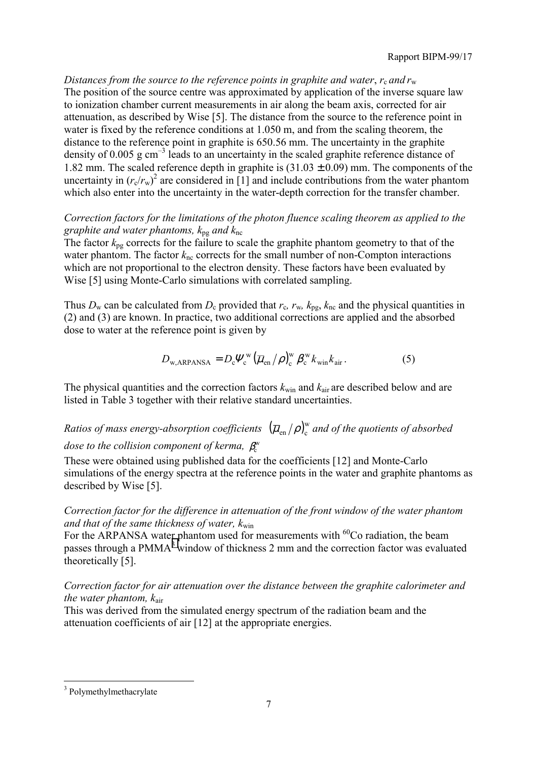*Distances from the source to the reference points in graphite and water*, $r_c$ *and* $r_w$

The position of the source centre was approximated by application of the inverse square law to ionization chamber current measurements in air along the beam axis, corrected for air attenuation, as described by Wise [5]. The distance from the source to the reference point in water is fixed by the reference conditions at 1.050 m, and from the scaling theorem, the distance to the reference point in graphite is 650.56 mm. The uncertainty in the graphite density of 0.005 g cm$^{-3}$ leads to an uncertainty in the scaled graphite reference distance of 1.82 mm. The scaled reference depth in graphite is (31.03 ± 0.09) mm. The components of the uncertainty in $(r_c/r_w)^2$ are considered in [1] and include contributions from the water phantom which also enter into the uncertainty in the water-depth correction for the transfer chamber.

*Correction factors for the limitations of the photon fluence scaling theorem as applied to the graphite and water phantoms,* $k_{pg}$ *and* $k_{nc}$

The factor $k_{pg}$ corrects for the failure to scale the graphite phantom geometry to that of the water phantom. The factor $k_{nc}$ corrects for the small number of non-Compton interactions which are not proportional to the electron density. These factors have been evaluated by Wise [5] using Monte-Carlo simulations with correlated sampling.

Thus $D_w$ can be calculated from $D_c$ provided that $r_c$, $r_w$, $k_{pg}$, $k_{nc}$ and the physical quantities in (2) and (3) are known. In practice, two additional corrections are applied and the absorbed dose to water at the reference point is given by

$$D_{\mathrm{w,ARPANSA}} = D_c \Psi_c^{\mathrm{w}} \left(\bar{\mu}_{\mathrm{en}}/\rho\right)_c^{\mathrm{w}} \beta_c^{\mathrm{w}} k_{\mathrm{win}} k_{\mathrm{air}} . \tag{5}$$

The physical quantities and the correction factors $k_{win}$ and $k_{air}$ are described below and are listed in Table 3 together with their relative standard uncertainties.

*Ratios of mass energy-absorption coefficients* $\left(\bar{\mu}_{\mathrm{en}}/\rho\right)_c^{\mathrm{w}}$ *and of the quotients of absorbed dose to the collision component of kerma,* $\beta_c^{\mathrm{w}}$

These were obtained using published data for the coefficients [12] and Monte-Carlo simulations of the energy spectra at the reference points in the water and graphite phantoms as described by Wise [5].

*Correction factor for the difference in attenuation of the front window of the water phantom and that of the same thickness of water,* $k_{win}$

For the ARPANSA water phantom used for measurements with $^{60}$Co radiation, the beam passes through a PMMA[3] window of thickness 2 mm and the correction factor was evaluated theoretically [5].

*Correction factor for air attenuation over the distance between the graphite calorimeter and the water phantom,* $k_{air}$

This was derived from the simulated energy spectrum of the radiation beam and the attenuation coefficients of air [12] at the appropriate energies.

---

[3] Polymethylmethacrylate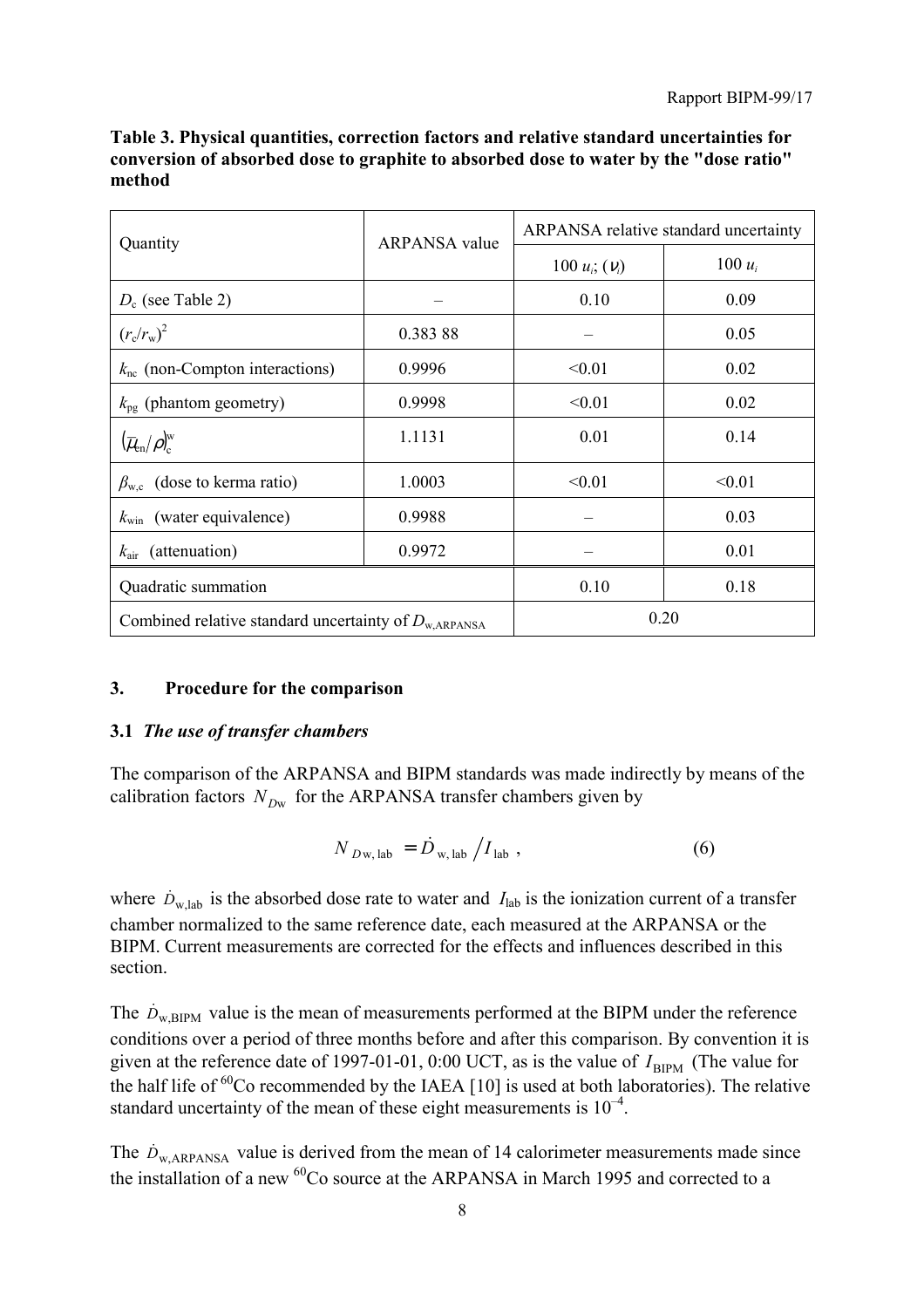**Table 3. Physical quantities, correction factors and relative standard uncertainties for conversion of absorbed dose to graphite to absorbed dose to water by the "dose ratio" method**

| Quantity | ARPANSA value | ARPANSA relative standard uncertainty | |
|---|---|---|---|
| | | $100\, u_i$; $(\nu_i)$ | $100\, u_i$ |
| $D_c$ (see Table 2) | – | 0.10 | 0.09 |
| $(r_c/r_w)^2$ | 0.383 88 | – | 0.05 |
| $k_{nc}$ (non-Compton interactions) | 0.9996 | <0.01 | 0.02 |
| $k_{pg}$ (phantom geometry) | 0.9998 | <0.01 | 0.02 |
| $(\bar{\mu}_{en}/\rho)_c^w$ | 1.1131 | 0.01 | 0.14 |
| $\beta_{w,c}$ (dose to kerma ratio) | 1.0003 | <0.01 | <0.01 |
| $k_{win}$ (water equivalence) | 0.9988 | – | 0.03 |
| $k_{air}$ (attenuation) | 0.9972 | – | 0.01 |
| Quadratic summation | | 0.10 | 0.18 |
| Combined relative standard uncertainty of $D_{w,ARPANSA}$ | | 0.20 | |

## 3. Procedure for the comparison

### 3.1 *The use of transfer chambers*

The comparison of the ARPANSA and BIPM standards was made indirectly by means of the calibration factors $N_{Dw}$ for the ARPANSA transfer chambers given by

$$N_{Dw,\,lab} = \dot{D}_{w,\,lab} \,/\, I_{lab} \,, \tag{6}$$

where $\dot{D}_{w,lab}$ is the absorbed dose rate to water and $I_{lab}$ is the ionization current of a transfer chamber normalized to the same reference date, each measured at the ARPANSA or the BIPM. Current measurements are corrected for the effects and influences described in this section.

The $\dot{D}_{w,BIPM}$ value is the mean of measurements performed at the BIPM under the reference conditions over a period of three months before and after this comparison. By convention it is given at the reference date of 1997-01-01, 0:00 UCT, as is the value of $I_{BIPM}$ (The value for the half life of $^{60}$Co recommended by the IAEA [10] is used at both laboratories). The relative standard uncertainty of the mean of these eight measurements is $10^{-4}$.

The $\dot{D}_{w,ARPANSA}$ value is derived from the mean of 14 calorimeter measurements made since the installation of a new $^{60}$Co source at the ARPANSA in March 1995 and corrected to a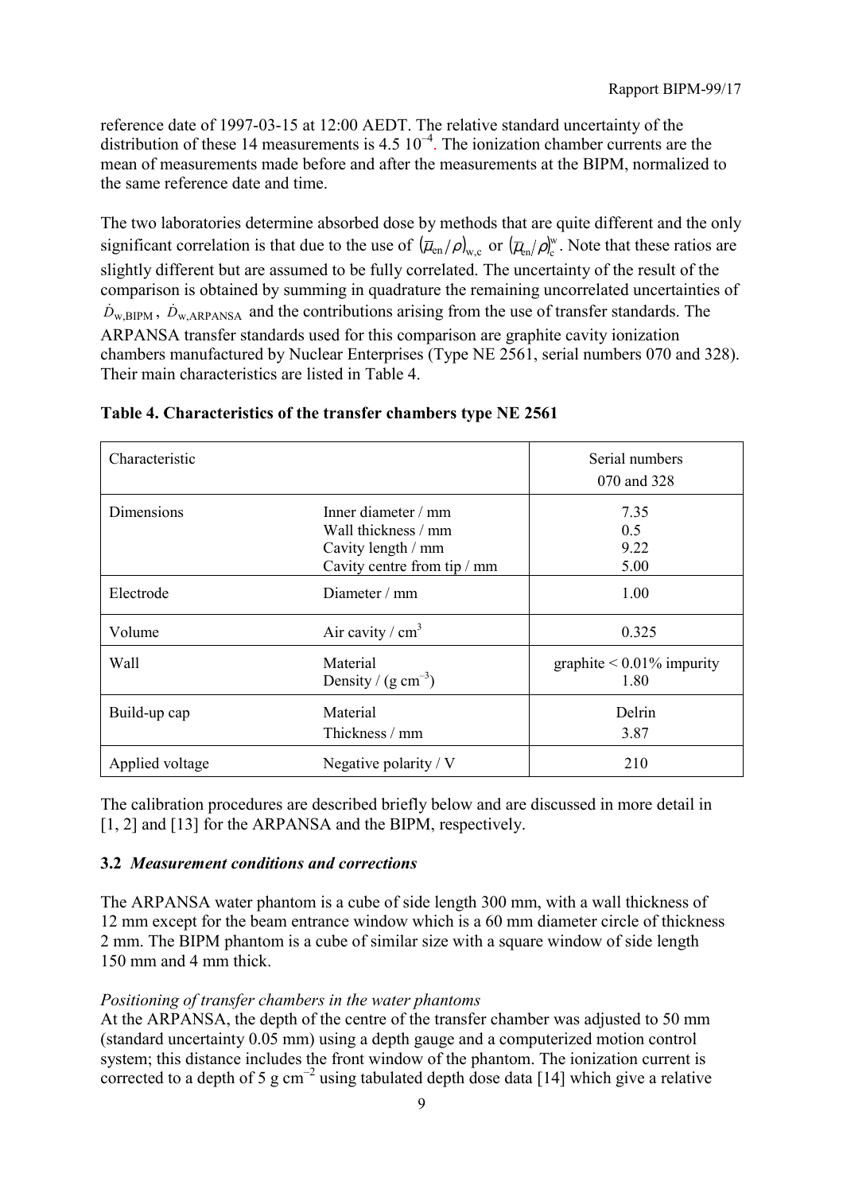reference date of 1997-03-15 at 12:00 AEDT. The relative standard uncertainty of the distribution of these 14 measurements is 4.5 $10^{-4}$. The ionization chamber currents are the mean of measurements made before and after the measurements at the BIPM, normalized to the same reference date and time.

The two laboratories determine absorbed dose by methods that are quite different and the only significant correlation is that due to the use of $(\bar{\mu}_{en}/\rho)_{w,c}$ or $(\bar{\mu}_{en}/\rho)_{c}^{w}$. Note that these ratios are slightly different but are assumed to be fully correlated. The uncertainty of the result of the comparison is obtained by summing in quadrature the remaining uncorrelated uncertainties of $\dot{D}_{w,BIPM}$, $\dot{D}_{w,ARPANSA}$ and the contributions arising from the use of transfer standards. The ARPANSA transfer standards used for this comparison are graphite cavity ionization chambers manufactured by Nuclear Enterprises (Type NE 2561, serial numbers 070 and 328). Their main characteristics are listed in Table 4.

**Table 4. Characteristics of the transfer chambers type NE 2561**

| Characteristic | | Serial numbers 070 and 328 |
|---|---|---|
| Dimensions | Inner diameter / mm<br>Wall thickness / mm<br>Cavity length / mm<br>Cavity centre from tip / mm | 7.35<br>0.5<br>9.22<br>5.00 |
| Electrode | Diameter / mm | 1.00 |
| Volume | Air cavity / $cm^3$ | 0.325 |
| Wall | Material<br>Density / (g $cm^{-3}$) | graphite < 0.01% impurity<br>1.80 |
| Build-up cap | Material<br>Thickness / mm | Delrin<br>3.87 |
| Applied voltage | Negative polarity / V | 210 |

The calibration procedures are described briefly below and are discussed in more detail in [1, 2] and [13] for the ARPANSA and the BIPM, respectively.

### 3.2 *Measurement conditions and corrections*

The ARPANSA water phantom is a cube of side length 300 mm, with a wall thickness of 12 mm except for the beam entrance window which is a 60 mm diameter circle of thickness 2 mm. The BIPM phantom is a cube of similar size with a square window of side length 150 mm and 4 mm thick.

*Positioning of transfer chambers in the water phantoms*

At the ARPANSA, the depth of the centre of the transfer chamber was adjusted to 50 mm (standard uncertainty 0.05 mm) using a depth gauge and a computerized motion control system; this distance includes the front window of the phantom. The ionization current is corrected to a depth of 5 g $cm^{-2}$ using tabulated depth dose data [14] which give a relative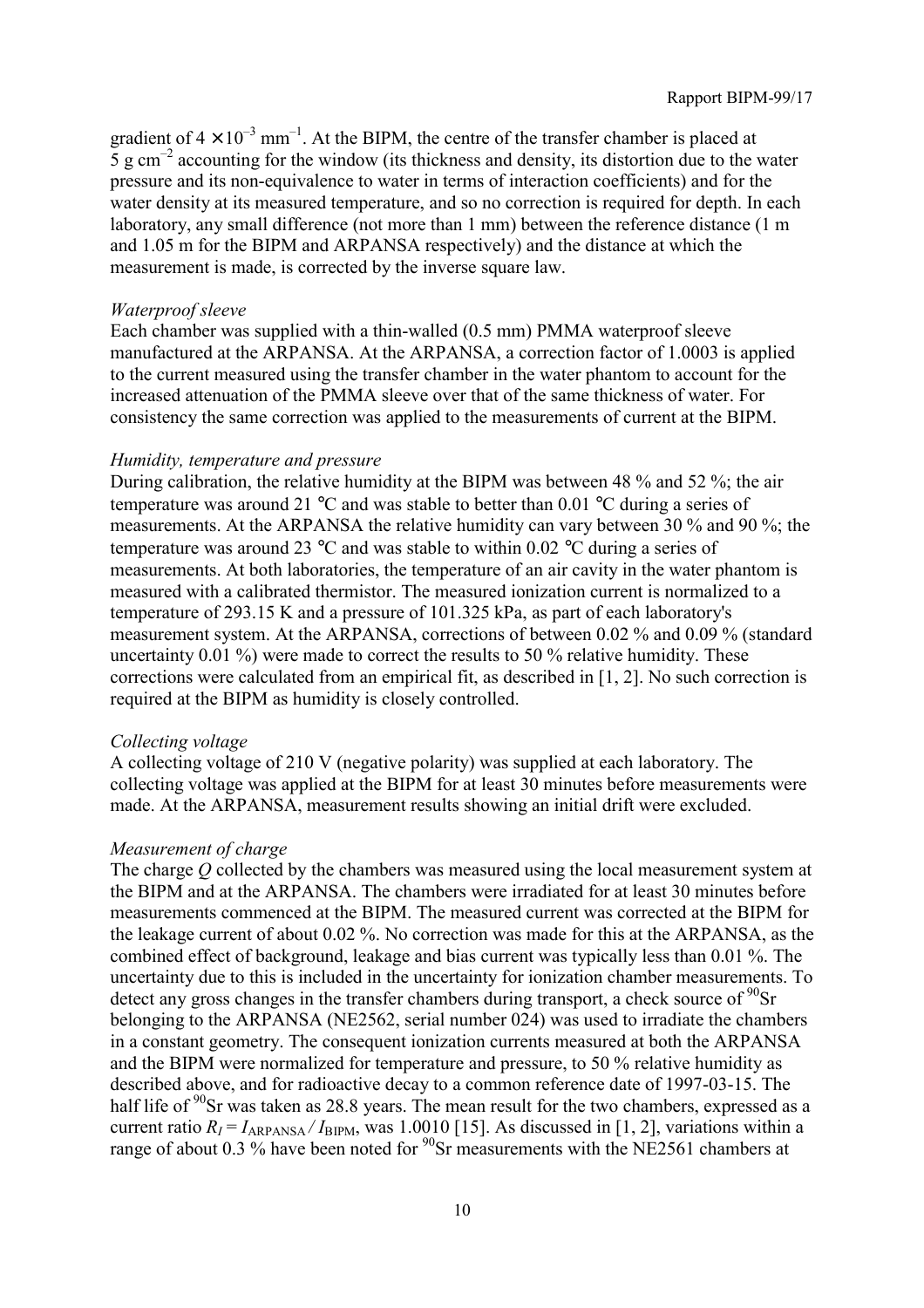gradient of $4 \times 10^{-3}$ mm$^{-1}$. At the BIPM, the centre of the transfer chamber is placed at 5 g cm$^{-2}$ accounting for the window (its thickness and density, its distortion due to the water pressure and its non-equivalence to water in terms of interaction coefficients) and for the water density at its measured temperature, and so no correction is required for depth. In each laboratory, any small difference (not more than 1 mm) between the reference distance (1 m and 1.05 m for the BIPM and ARPANSA respectively) and the distance at which the measurement is made, is corrected by the inverse square law.

*Waterproof sleeve*

Each chamber was supplied with a thin-walled (0.5 mm) PMMA waterproof sleeve manufactured at the ARPANSA. At the ARPANSA, a correction factor of 1.0003 is applied to the current measured using the transfer chamber in the water phantom to account for the increased attenuation of the PMMA sleeve over that of the same thickness of water. For consistency the same correction was applied to the measurements of current at the BIPM.

*Humidity, temperature and pressure*

During calibration, the relative humidity at the BIPM was between 48 % and 52 %; the air temperature was around 21 °C and was stable to better than 0.01 °C during a series of measurements. At the ARPANSA the relative humidity can vary between 30 % and 90 %; the temperature was around 23 °C and was stable to within 0.02 °C during a series of measurements. At both laboratories, the temperature of an air cavity in the water phantom is measured with a calibrated thermistor. The measured ionization current is normalized to a temperature of 293.15 K and a pressure of 101.325 kPa, as part of each laboratory's measurement system. At the ARPANSA, corrections of between 0.02 % and 0.09 % (standard uncertainty 0.01 %) were made to correct the results to 50 % relative humidity. These corrections were calculated from an empirical fit, as described in [1, 2]. No such correction is required at the BIPM as humidity is closely controlled.

*Collecting voltage*

A collecting voltage of 210 V (negative polarity) was supplied at each laboratory. The collecting voltage was applied at the BIPM for at least 30 minutes before measurements were made. At the ARPANSA, measurement results showing an initial drift were excluded.

*Measurement of charge*

The charge $Q$ collected by the chambers was measured using the local measurement system at the BIPM and at the ARPANSA. The chambers were irradiated for at least 30 minutes before measurements commenced at the BIPM. The measured current was corrected at the BIPM for the leakage current of about 0.02 %. No correction was made for this at the ARPANSA, as the combined effect of background, leakage and bias current was typically less than 0.01 %. The uncertainty due to this is included in the uncertainty for ionization chamber measurements. To detect any gross changes in the transfer chambers during transport, a check source of $^{90}$Sr belonging to the ARPANSA (NE2562, serial number 024) was used to irradiate the chambers in a constant geometry. The consequent ionization currents measured at both the ARPANSA and the BIPM were normalized for temperature and pressure, to 50 % relative humidity as described above, and for radioactive decay to a common reference date of 1997-03-15. The half life of $^{90}$Sr was taken as 28.8 years. The mean result for the two chambers, expressed as a current ratio $R_I = I_{\mathrm{ARPANSA}} / I_{\mathrm{BIPM}}$, was 1.0010 [15]. As discussed in [1, 2], variations within a range of about 0.3 % have been noted for $^{90}$Sr measurements with the NE2561 chambers at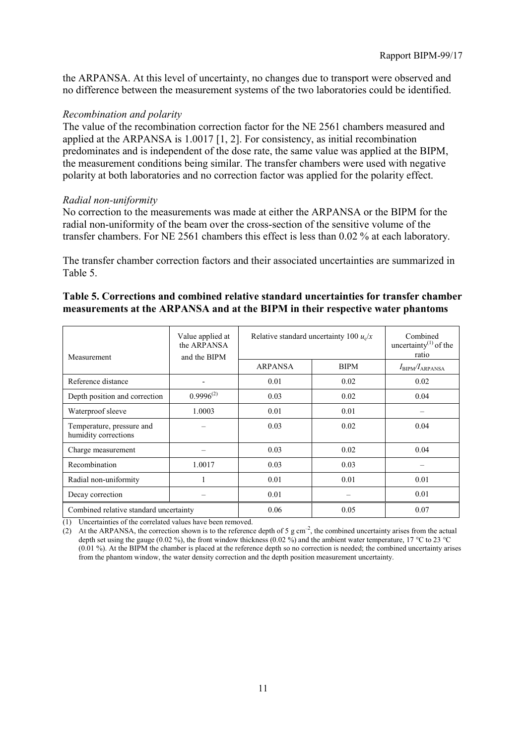the ARPANSA. At this level of uncertainty, no changes due to transport were observed and no difference between the measurement systems of the two laboratories could be identified.

*Recombination and polarity*

The value of the recombination correction factor for the NE 2561 chambers measured and applied at the ARPANSA is 1.0017 [1, 2]. For consistency, as initial recombination predominates and is independent of the dose rate, the same value was applied at the BIPM, the measurement conditions being similar. The transfer chambers were used with negative polarity at both laboratories and no correction factor was applied for the polarity effect.

*Radial non-uniformity*

No correction to the measurements was made at either the ARPANSA or the BIPM for the radial non-uniformity of the beam over the cross-section of the sensitive volume of the transfer chambers. For NE 2561 chambers this effect is less than 0.02 % at each laboratory.

The transfer chamber correction factors and their associated uncertainties are summarized in Table 5.

**Table 5. Corrections and combined relative standard uncertainties for transfer chamber measurements at the ARPANSA and at the BIPM in their respective water phantoms**

| Measurement | Value applied at the ARPANSA and the BIPM | Relative standard uncertainty $100\ u_c/x$ | | Combined uncertainty[(1)] of the ratio |
|---|---|---|---|---|
| | | ARPANSA | BIPM | $I_{BIPM}/I_{ARPANSA}$ |
| Reference distance | - | 0.01 | 0.02 | 0.02 |
| Depth position and correction | 0.9996[(2)] | 0.03 | 0.02 | 0.04 |
| Waterproof sleeve | 1.0003 | 0.01 | 0.01 | – |
| Temperature, pressure and humidity corrections | – | 0.03 | 0.02 | 0.04 |
| Charge measurement | – | 0.03 | 0.02 | 0.04 |
| Recombination | 1.0017 | 0.03 | 0.03 | – |
| Radial non-uniformity | 1 | 0.01 | 0.01 | 0.01 |
| Decay correction | – | 0.01 | – | 0.01 |
| Combined relative standard uncertainty | | 0.06 | 0.05 | 0.07 |

(1) Uncertainties of the correlated values have been removed.

(2) At the ARPANSA, the correction shown is to the reference depth of 5 g cm$^{-2}$, the combined uncertainty arises from the actual depth set using the gauge (0.02 %), the front window thickness (0.02 %) and the ambient water temperature, 17 °C to 23 °C (0.01 %). At the BIPM the chamber is placed at the reference depth so no correction is needed; the combined uncertainty arises from the phantom window, the water density correction and the depth position measurement uncertainty.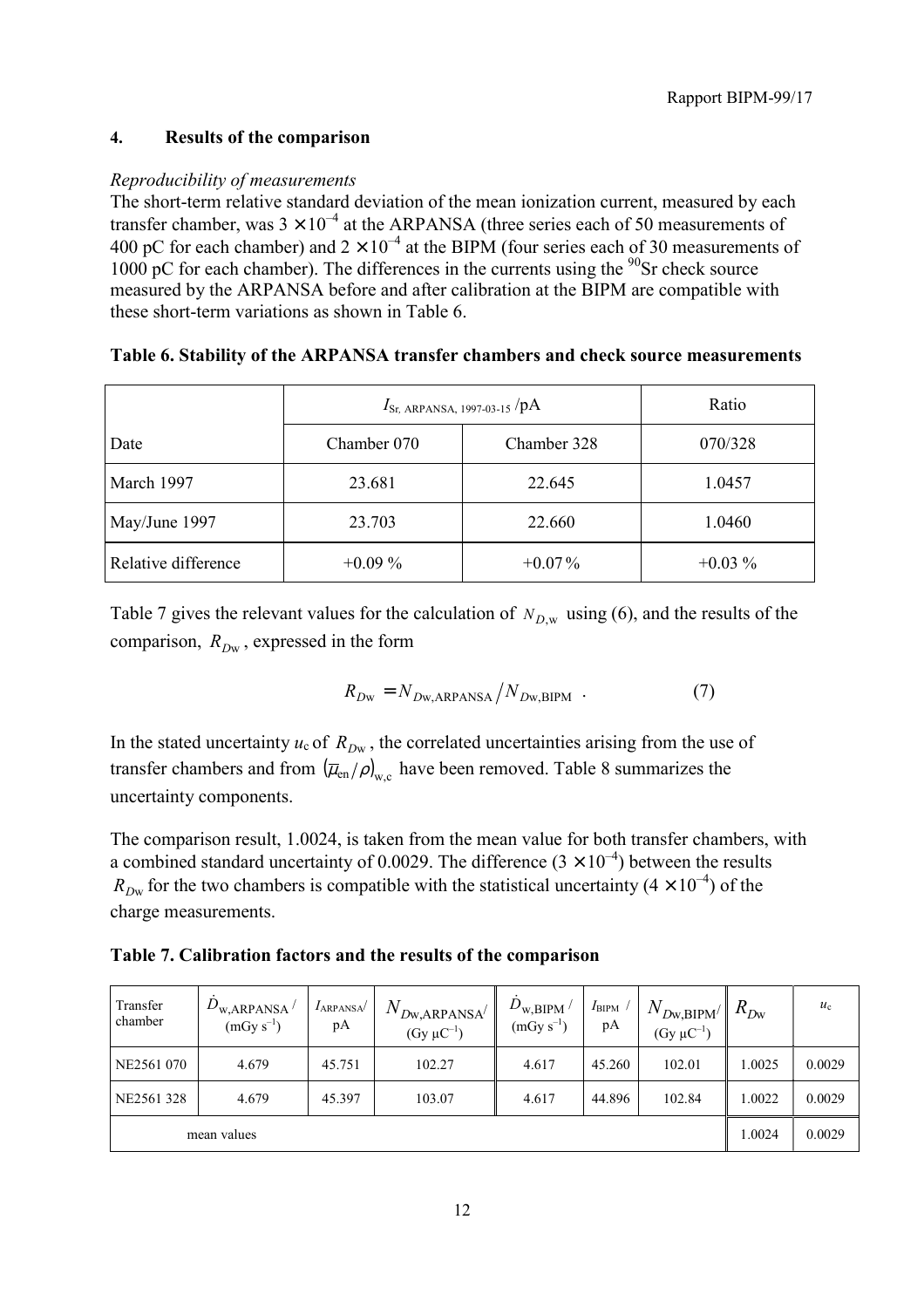## 4. Results of the comparison

*Reproducibility of measurements*

The short-term relative standard deviation of the mean ionization current, measured by each transfer chamber, was $3 \times 10^{-4}$ at the ARPANSA (three series each of 50 measurements of 400 pC for each chamber) and $2 \times 10^{-4}$ at the BIPM (four series each of 30 measurements of 1000 pC for each chamber). The differences in the currents using the $^{90}$Sr check source measured by the ARPANSA before and after calibration at the BIPM are compatible with these short-term variations as shown in Table 6.

**Table 6. Stability of the ARPANSA transfer chambers and check source measurements**

| | $I_{\text{Sr, ARPANSA, 1997-03-15}}$ /pA | | Ratio |
|---|---|---|---|
| Date | Chamber 070 | Chamber 328 | 070/328 |
| March 1997 | 23.681 | 22.645 | 1.0457 |
| May/June 1997 | 23.703 | 22.660 | 1.0460 |
| Relative difference | +0.09 % | +0.07 % | +0.03 % |

Table 7 gives the relevant values for the calculation of $N_{D,\text{w}}$ using (6), and the results of the comparison, $R_{D\text{w}}$, expressed in the form

$$R_{D\text{w}} = N_{D\text{w,ARPANSA}} / N_{D\text{w,BIPM}} \quad . \tag{7}$$

In the stated uncertainty $u_\text{c}$ of $R_{D\text{w}}$, the correlated uncertainties arising from the use of transfer chambers and from $(\overline{\mu}_\text{en}/\rho)_\text{w,c}$ have been removed. Table 8 summarizes the uncertainty components.

The comparison result, 1.0024, is taken from the mean value for both transfer chambers, with a combined standard uncertainty of 0.0029. The difference ($3 \times 10^{-4}$) between the results $R_{D\text{w}}$ for the two chambers is compatible with the statistical uncertainty ($4 \times 10^{-4}$) of the charge measurements.

**Table 7. Calibration factors and the results of the comparison**

| Transfer chamber | $\dot{D}_\text{w,ARPANSA}$ / (mGy s$^{-1}$) | $I_\text{ARPANSA}$/ pA | $N_{D\text{w,ARPANSA}}$/ (Gy µC$^{-1}$) | $\dot{D}_\text{w,BIPM}$ / (mGy s$^{-1}$) | $I_\text{BIPM}$ / pA | $N_{D\text{w,BIPM}}$/ (Gy µC$^{-1}$) | $R_{D\text{w}}$ | $u_\text{c}$ |
|---|---|---|---|---|---|---|---|---|
| NE2561 070 | 4.679 | 45.751 | 102.27 | 4.617 | 45.260 | 102.01 | 1.0025 | 0.0029 |
| NE2561 328 | 4.679 | 45.397 | 103.07 | 4.617 | 44.896 | 102.84 | 1.0022 | 0.0029 |
| mean values | | | | | | | 1.0024 | 0.0029 |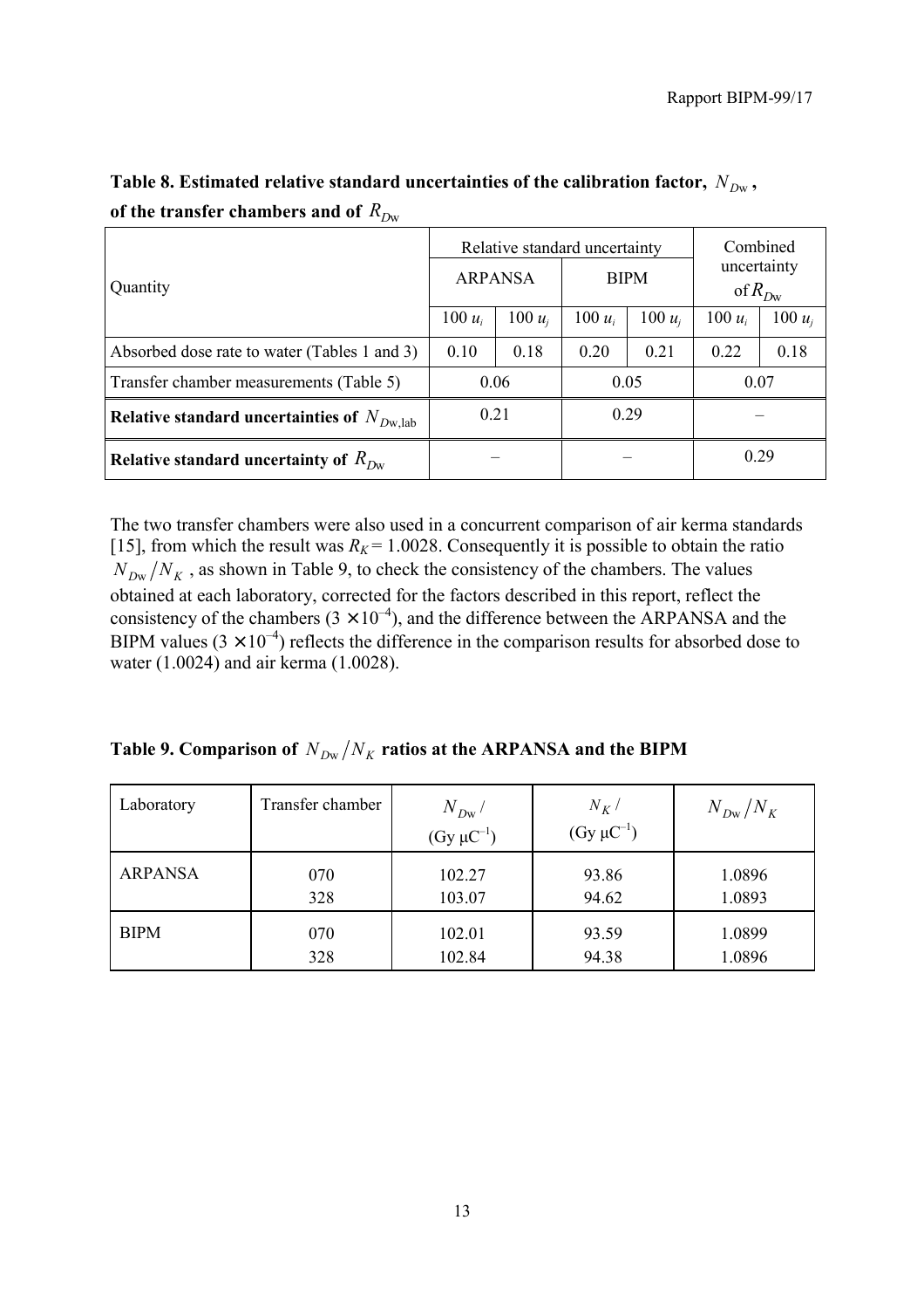**Table 8. Estimated relative standard uncertainties of the calibration factor, $N_{D\mathrm{w}}$, of the transfer chambers and of $R_{D\mathrm{w}}$**

| Quantity | Relative standard uncertainty | | | | Combined uncertainty of $R_{D\mathrm{w}}$ | |
|---|---|---|---|---|---|---|
| | ARPANSA | | BIPM | | | |
| | $100\ u_i$ | $100\ u_j$ | $100\ u_i$ | $100\ u_j$ | $100\ u_i$ | $100\ u_j$ |
| Absorbed dose rate to water (Tables 1 and 3) | 0.10 | 0.18 | 0.20 | 0.21 | 0.22 | 0.18 |
| Transfer chamber measurements (Table 5) | 0.06 | | 0.05 | | 0.07 | |
| **Relative standard uncertainties of $N_{D\mathrm{w,lab}}$** | 0.21 | | 0.29 | | – | |
| **Relative standard uncertainty of $R_{D\mathrm{w}}$** | – | | – | | 0.29 | |

The two transfer chambers were also used in a concurrent comparison of air kerma standards [15], from which the result was $R_K = 1.0028$. Consequently it is possible to obtain the ratio $N_{D\mathrm{w}}/N_K$, as shown in Table 9, to check the consistency of the chambers. The values obtained at each laboratory, corrected for the factors described in this report, reflect the consistency of the chambers ($3 \times 10^{-4}$), and the difference between the ARPANSA and the BIPM values ($3 \times 10^{-4}$) reflects the difference in the comparison results for absorbed dose to water (1.0024) and air kerma (1.0028).

**Table 9. Comparison of $N_{D\mathrm{w}}/N_K$ ratios at the ARPANSA and the BIPM**

| Laboratory | Transfer chamber | $N_{D\mathrm{w}}$ / (Gy μC$^{-1}$) | $N_K$ / (Gy μC$^{-1}$) | $N_{D\mathrm{w}}/N_K$ |
|---|---|---|---|---|
| ARPANSA | 070 | 102.27 | 93.86 | 1.0896 |
| | 328 | 103.07 | 94.62 | 1.0893 |
| BIPM | 070 | 102.01 | 93.59 | 1.0899 |
| | 328 | 102.84 | 94.38 | 1.0896 |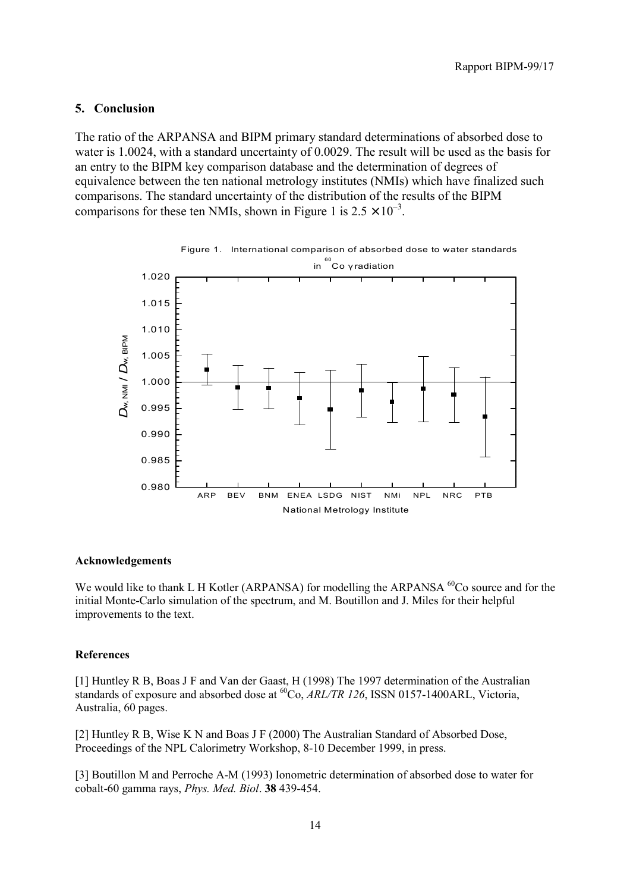## 5. Conclusion

The ratio of the ARPANSA and BIPM primary standard determinations of absorbed dose to water is 1.0024, with a standard uncertainty of 0.0029. The result will be used as the basis for an entry to the BIPM key comparison database and the determination of degrees of equivalence between the ten national metrology institutes (NMIs) which have finalized such comparisons. The standard uncertainty of the distribution of the results of the BIPM comparisons for these ten NMIs, shown in Figure 1 is $2.5 \times 10^{-3}$.

Figure 1. International comparison of absorbed dose to water standards in $^{60}$Co γ radiation

#### Acknowledgements

We would like to thank L H Kotler (ARPANSA) for modelling the ARPANSA $^{60}$Co source and for the initial Monte-Carlo simulation of the spectrum, and M. Boutillon and J. Miles for their helpful improvements to the text.

#### References

[1] Huntley R B, Boas J F and Van der Gaast, H (1998) The 1997 determination of the Australian standards of exposure and absorbed dose at $^{60}$Co, *ARL/TR 126*, ISSN 0157-1400ARL, Victoria, Australia, 60 pages.

[2] Huntley R B, Wise K N and Boas J F (2000) The Australian Standard of Absorbed Dose, Proceedings of the NPL Calorimetry Workshop, 8-10 December 1999, in press.

[3] Boutillon M and Perroche A-M (1993) Ionometric determination of absorbed dose to water for cobalt-60 gamma rays, *Phys. Med. Biol*. **38** 439-454.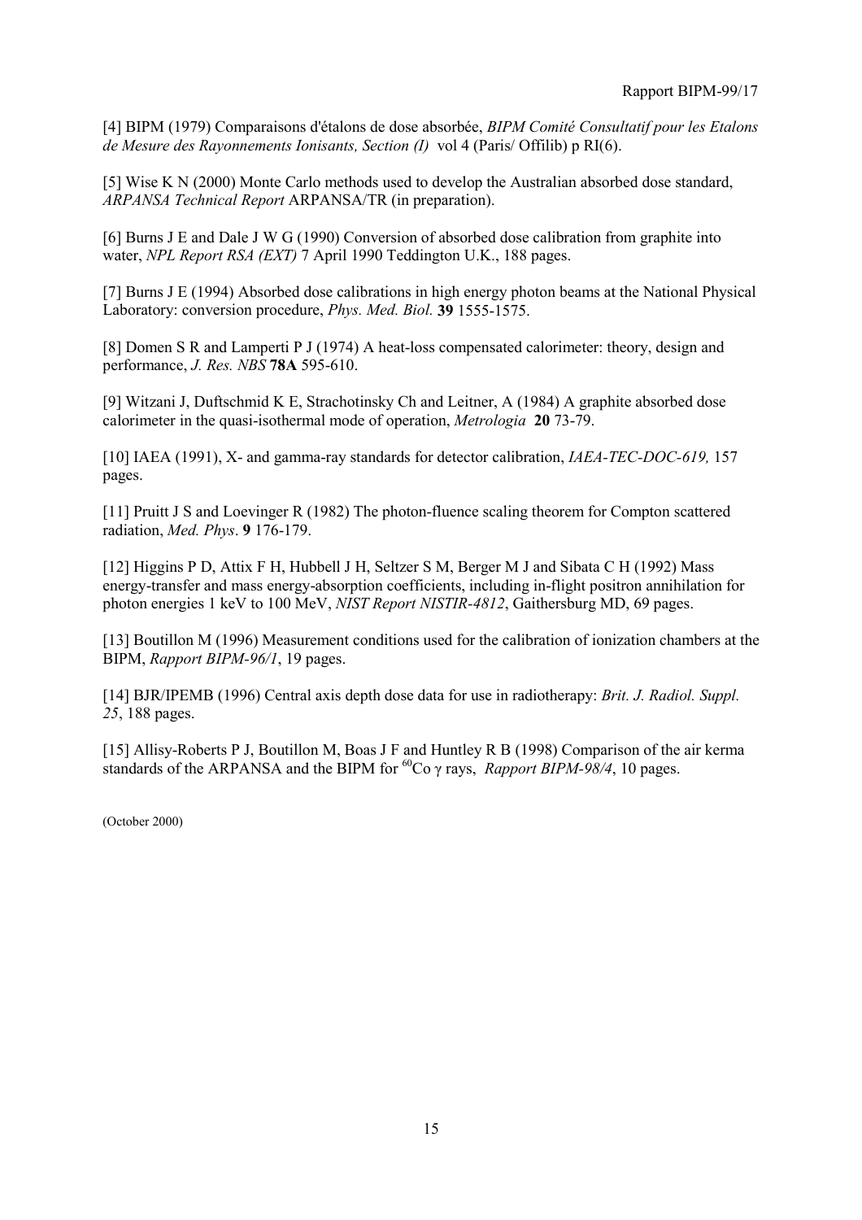[4] BIPM (1979) Comparaisons d'étalons de dose absorbée, *BIPM Comité Consultatif pour les Etalons de Mesure des Rayonnements Ionisants, Section (I)* vol 4 (Paris/ Offilib) p RI(6).

[5] Wise K N (2000) Monte Carlo methods used to develop the Australian absorbed dose standard, *ARPANSA Technical Report* ARPANSA/TR (in preparation).

[6] Burns J E and Dale J W G (1990) Conversion of absorbed dose calibration from graphite into water, *NPL Report RSA (EXT)* 7 April 1990 Teddington U.K., 188 pages.

[7] Burns J E (1994) Absorbed dose calibrations in high energy photon beams at the National Physical Laboratory: conversion procedure, *Phys. Med. Biol.* **39** 1555-1575.

[8] Domen S R and Lamperti P J (1974) A heat-loss compensated calorimeter: theory, design and performance, *J. Res. NBS* **78A** 595-610.

[9] Witzani J, Duftschmid K E, Strachotinsky Ch and Leitner, A (1984) A graphite absorbed dose calorimeter in the quasi-isothermal mode of operation, *Metrologia* **20** 73-79.

[10] IAEA (1991), X- and gamma-ray standards for detector calibration, *IAEA-TEC-DOC-619,* 157 pages.

[11] Pruitt J S and Loevinger R (1982) The photon-fluence scaling theorem for Compton scattered radiation, *Med. Phys*. **9** 176-179.

[12] Higgins P D, Attix F H, Hubbell J H, Seltzer S M, Berger M J and Sibata C H (1992) Mass energy-transfer and mass energy-absorption coefficients, including in-flight positron annihilation for photon energies 1 keV to 100 MeV, *NIST Report NISTIR-4812*, Gaithersburg MD, 69 pages.

[13] Boutillon M (1996) Measurement conditions used for the calibration of ionization chambers at the BIPM, *Rapport BIPM-96/1*, 19 pages.

[14] BJR/IPEMB (1996) Central axis depth dose data for use in radiotherapy: *Brit. J. Radiol. Suppl. 25*, 188 pages.

[15] Allisy-Roberts P J, Boutillon M, Boas J F and Huntley R B (1998) Comparison of the air kerma standards of the ARPANSA and the BIPM for $^{60}$Co $\gamma$ rays, *Rapport BIPM-98/4*, 10 pages.

(October 2000)